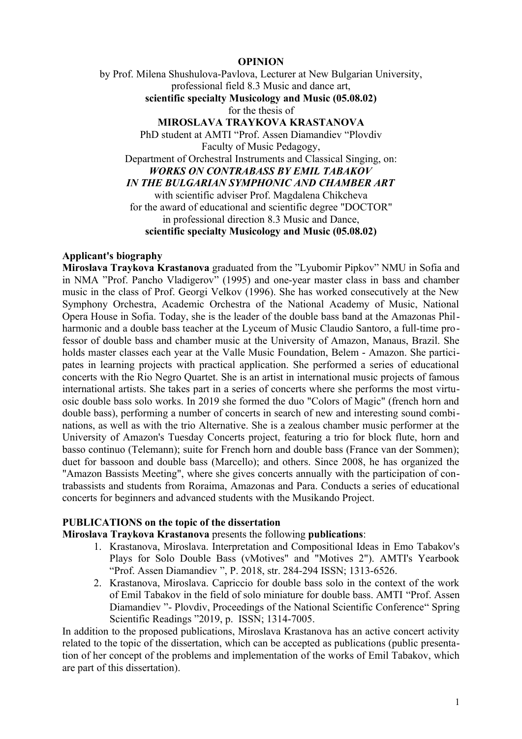**OPINION**

by Prof. Milena Shushulova-Pavlova, Lecturer at New Bulgarian University,
professional field 8.3 Music and dance art,
**scientific specialty Musicology and Music (05.08.02)**
for the thesis of
**MIROSLAVA TRAYKOVA KRASTANOVA**
PhD student at AMTI "Prof. Assen Diamandiev "Plovdiv
Faculty of Music Pedagogy,
Department of Orchestral Instruments and Classical Singing, on:
***WORKS ON CONTRABASS BY EMIL TABAKOV***
***IN THE BULGARIAN SYMPHONIC AND CHAMBER ART***
with scientific adviser Prof. Magdalena Chikcheva
for the award of educational and scientific degree "DOCTOR"
in professional direction 8.3 Music and Dance,
**scientific specialty Musicology and Music (05.08.02)**

**Applicant's biography**

**Miroslava Traykova Krastanova** graduated from the "Lyubomir Pipkov" NMU in Sofia and in NMA "Prof. Pancho Vladigerov" (1995) and one-year master class in bass and chamber music in the class of Prof. Georgi Velkov (1996). She has worked consecutively at the New Symphony Orchestra, Academic Orchestra of the National Academy of Music, National Opera House in Sofia. Today, she is the leader of the double bass band at the Amazonas Philharmonic and a double bass teacher at the Lyceum of Music Claudio Santoro, a full-time professor of double bass and chamber music at the University of Amazon, Manaus, Brazil. She holds master classes each year at the Valle Music Foundation, Belem - Amazon. She participates in learning projects with practical application. She performed a series of educational concerts with the Rio Negro Quartet. She is an artist in international music projects of famous international artists. She takes part in a series of concerts where she performs the most virtuosic double bass solo works. In 2019 she formed the duo "Colors of Magic" (french horn and double bass), performing a number of concerts in search of new and interesting sound combinations, as well as with the trio Alternative. She is a zealous chamber music performer at the University of Amazon's Tuesday Concerts project, featuring a trio for block flute, horn and basso continuo (Telemann); suite for French horn and double bass (France van der Sommen); duet for bassoon and double bass (Marcello); and others. Since 2008, he has organized the "Amazon Bassists Meeting", where she gives concerts annually with the participation of contrabassists and students from Roraima, Amazonas and Para. Conducts a series of educational concerts for beginners and advanced students with the Musikando Project.

**PUBLICATIONS on the topic of the dissertation**

**Miroslava Traykova Krastanova** presents the following **publications**:

1. Krastanova, Miroslava. Interpretation and Compositional Ideas in Emo Tabakov's Plays for Solo Double Bass (vMotives" and "Motives 2"). AMTI's Yearbook "Prof. Assen Diamandiev ", P. 2018, str. 284-294 ISSN; 1313-6526.
2. Krastanova, Miroslava. Capriccio for double bass solo in the context of the work of Emil Tabakov in the field of solo miniature for double bass. AMTI "Prof. Assen Diamandiev "- Plovdiv, Proceedings of the National Scientific Conference" Spring Scientific Readings "2019, p. ISSN; 1314-7005.

In addition to the proposed publications, Miroslava Krastanova has an active concert activity related to the topic of the dissertation, which can be accepted as publications (public presentation of her concept of the problems and implementation of the works of Emil Tabakov, which are part of this dissertation).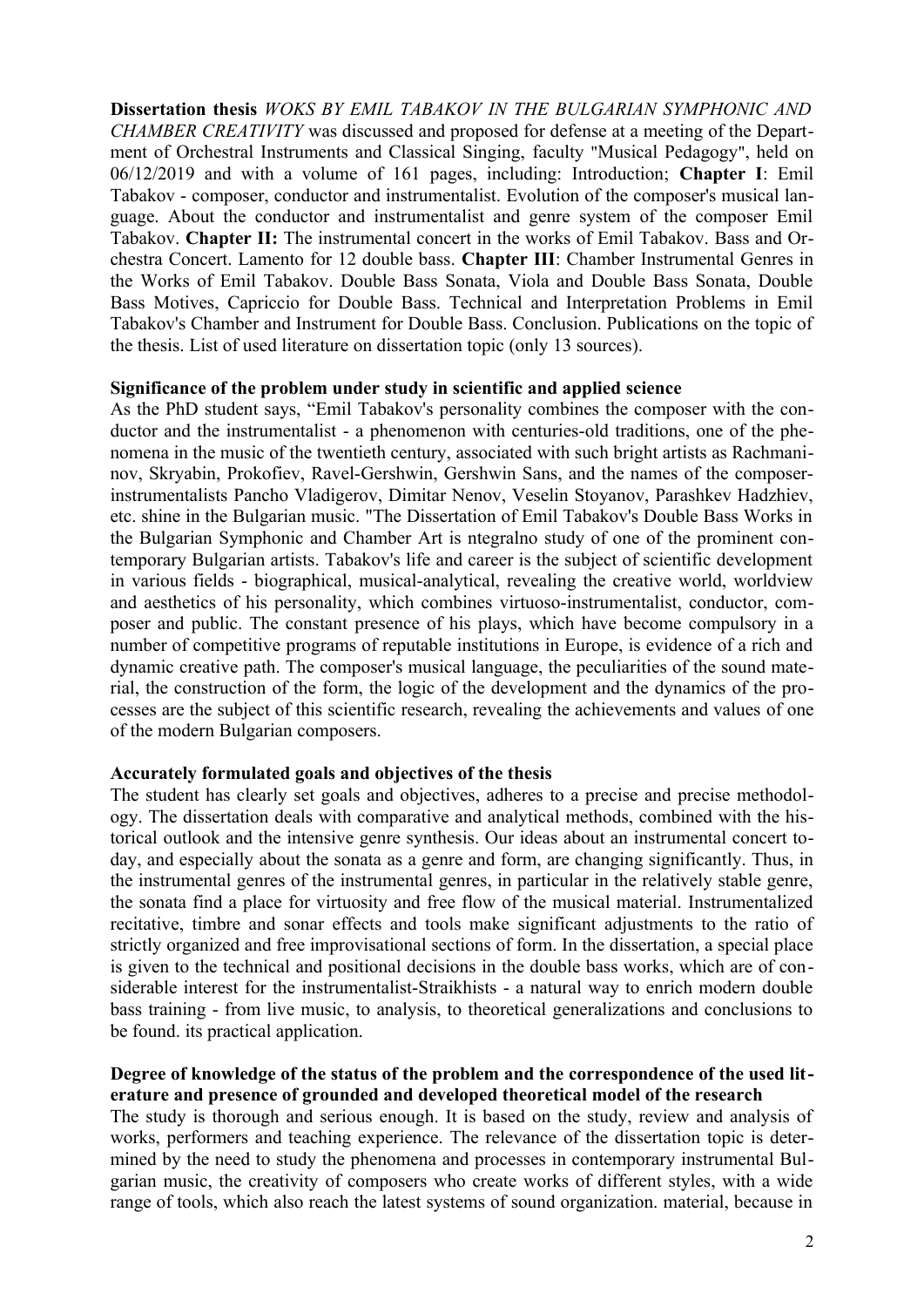**Dissertation thesis** *WOKS BY EMIL TABAKOV IN THE BULGARIAN SYMPHONIC AND CHAMBER CREATIVITY* was discussed and proposed for defense at a meeting of the Department of Orchestral Instruments and Classical Singing, faculty "Musical Pedagogy", held on 06/12/2019 and with a volume of 161 pages, including: Introduction; **Chapter I**: Emil Tabakov - composer, conductor and instrumentalist. Evolution of the composer's musical language. About the conductor and instrumentalist and genre system of the composer Emil Tabakov. **Chapter II:** The instrumental concert in the works of Emil Tabakov. Bass and Orchestra Concert. Lamento for 12 double bass. **Chapter III**: Chamber Instrumental Genres in the Works of Emil Tabakov. Double Bass Sonata, Viola and Double Bass Sonata, Double Bass Motives, Capriccio for Double Bass. Technical and Interpretation Problems in Emil Tabakov's Chamber and Instrument for Double Bass. Conclusion. Publications on the topic of the thesis. List of used literature on dissertation topic (only 13 sources).

**Significance of the problem under study in scientific and applied science**

As the PhD student says, "Emil Tabakov's personality combines the composer with the conductor and the instrumentalist - a phenomenon with centuries-old traditions, one of the phenomena in the music of the twentieth century, associated with such bright artists as Rachmaninov, Skryabin, Prokofiev, Ravel-Gershwin, Gershwin Sans, and the names of the composer-instrumentalists Pancho Vladigerov, Dimitar Nenov, Veselin Stoyanov, Parashkev Hadzhiev, etc. shine in the Bulgarian music. "The Dissertation of Emil Tabakov's Double Bass Works in the Bulgarian Symphonic and Chamber Art is ntegralno study of one of the prominent contemporary Bulgarian artists. Tabakov's life and career is the subject of scientific development in various fields - biographical, musical-analytical, revealing the creative world, worldview and aesthetics of his personality, which combines virtuoso-instrumentalist, conductor, composer and public. The constant presence of his plays, which have become compulsory in a number of competitive programs of reputable institutions in Europe, is evidence of a rich and dynamic creative path. The composer's musical language, the peculiarities of the sound material, the construction of the form, the logic of the development and the dynamics of the processes are the subject of this scientific research, revealing the achievements and values of one of the modern Bulgarian composers.

**Accurately formulated goals and objectives of the thesis**

The student has clearly set goals and objectives, adheres to a precise and precise methodology. The dissertation deals with comparative and analytical methods, combined with the historical outlook and the intensive genre synthesis. Our ideas about an instrumental concert today, and especially about the sonata as a genre and form, are changing significantly. Thus, in the instrumental genres of the instrumental genres, in particular in the relatively stable genre, the sonata find a place for virtuosity and free flow of the musical material. Instrumentalized recitative, timbre and sonar effects and tools make significant adjustments to the ratio of strictly organized and free improvisational sections of form. In the dissertation, a special place is given to the technical and positional decisions in the double bass works, which are of considerable interest for the instrumentalist-Straikhists - a natural way to enrich modern double bass training - from live music, to analysis, to theoretical generalizations and conclusions to be found. its practical application.

**Degree of knowledge of the status of the problem and the correspondence of the used literature and presence of grounded and developed theoretical model of the research**

The study is thorough and serious enough. It is based on the study, review and analysis of works, performers and teaching experience. The relevance of the dissertation topic is determined by the need to study the phenomena and processes in contemporary instrumental Bulgarian music, the creativity of composers who create works of different styles, with a wide range of tools, which also reach the latest systems of sound organization. material, because in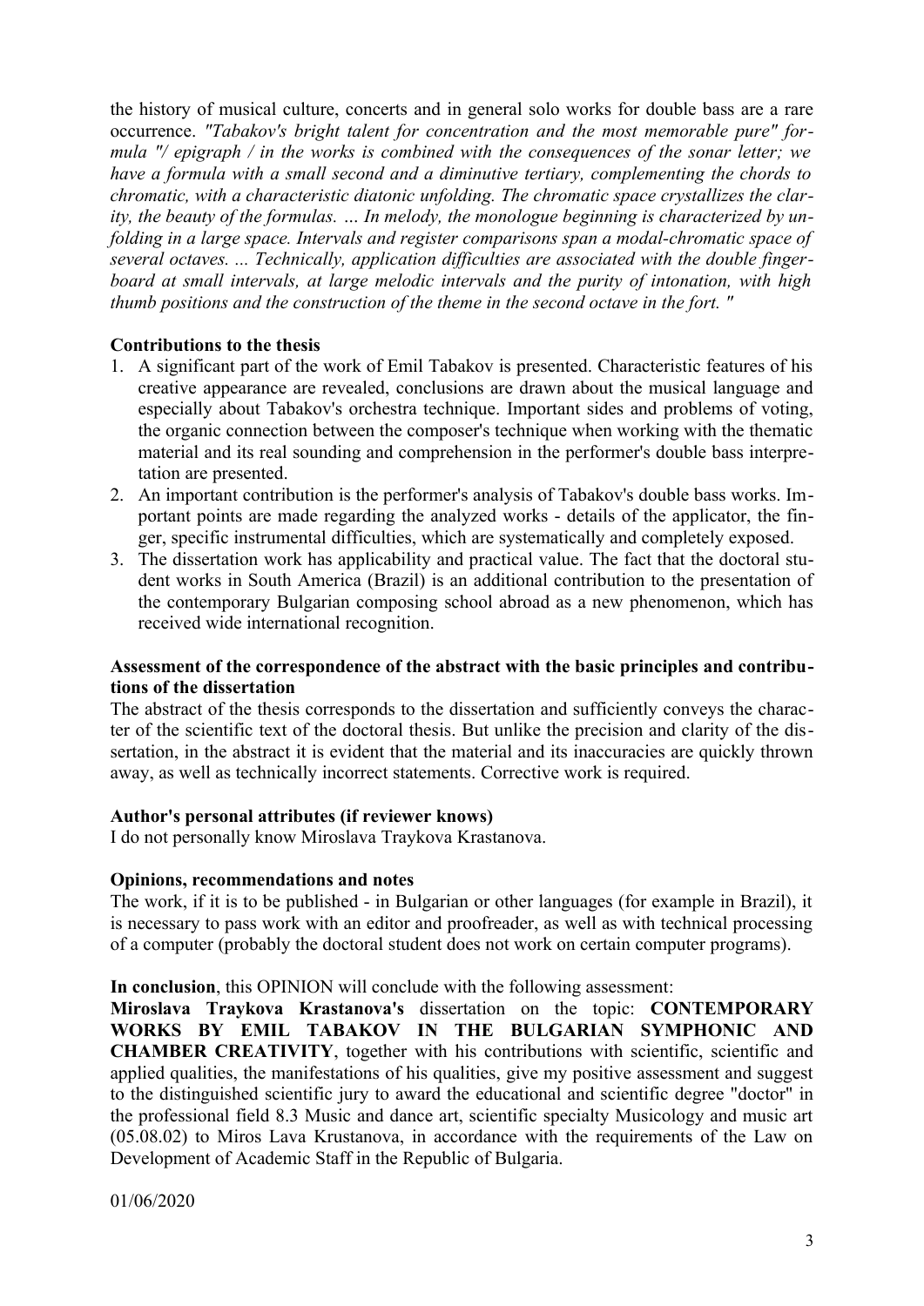the history of musical culture, concerts and in general solo works for double bass are a rare occurrence. *"Tabakov's bright talent for concentration and the most memorable pure" formula "/ epigraph / in the works is combined with the consequences of the sonar letter; we have a formula with a small second and a diminutive tertiary, complementing the chords to chromatic, with a characteristic diatonic unfolding. The chromatic space crystallizes the clarity, the beauty of the formulas. … In melody, the monologue beginning is characterized by unfolding in a large space. Intervals and register comparisons span a modal-chromatic space of several octaves. ... Technically, application difficulties are associated with the double fingerboard at small intervals, at large melodic intervals and the purity of intonation, with high thumb positions and the construction of the theme in the second octave in the fort. "*

**Contributions to the thesis**

1. A significant part of the work of Emil Tabakov is presented. Characteristic features of his creative appearance are revealed, conclusions are drawn about the musical language and especially about Tabakov's orchestra technique. Important sides and problems of voting, the organic connection between the composer's technique when working with the thematic material and its real sounding and comprehension in the performer's double bass interpretation are presented.
2. An important contribution is the performer's analysis of Tabakov's double bass works. Important points are made regarding the analyzed works - details of the applicator, the finger, specific instrumental difficulties, which are systematically and completely exposed.
3. The dissertation work has applicability and practical value. The fact that the doctoral student works in South America (Brazil) is an additional contribution to the presentation of the contemporary Bulgarian composing school abroad as a new phenomenon, which has received wide international recognition.

**Assessment of the correspondence of the abstract with the basic principles and contributions of the dissertation**

The abstract of the thesis corresponds to the dissertation and sufficiently conveys the character of the scientific text of the doctoral thesis. But unlike the precision and clarity of the dissertation, in the abstract it is evident that the material and its inaccuracies are quickly thrown away, as well as technically incorrect statements. Corrective work is required.

**Author's personal attributes (if reviewer knows)**

I do not personally know Miroslava Traykova Krastanova.

**Opinions, recommendations and notes**

The work, if it is to be published - in Bulgarian or other languages (for example in Brazil), it is necessary to pass work with an editor and proofreader, as well as with technical processing of a computer (probably the doctoral student does not work on certain computer programs).

**In conclusion**, this OPINION will conclude with the following assessment:

**Miroslava Traykova Krastanova's** dissertation on the topic: **CONTEMPORARY WORKS BY EMIL TABAKOV IN THE BULGARIAN SYMPHONIC AND CHAMBER CREATIVITY**, together with his contributions with scientific, scientific and applied qualities, the manifestations of his qualities, give my positive assessment and suggest to the distinguished scientific jury to award the educational and scientific degree "doctor" in the professional field 8.3 Music and dance art, scientific specialty Musicology and music art (05.08.02) to Miros Lava Krustanova, in accordance with the requirements of the Law on Development of Academic Staff in the Republic of Bulgaria.

01/06/2020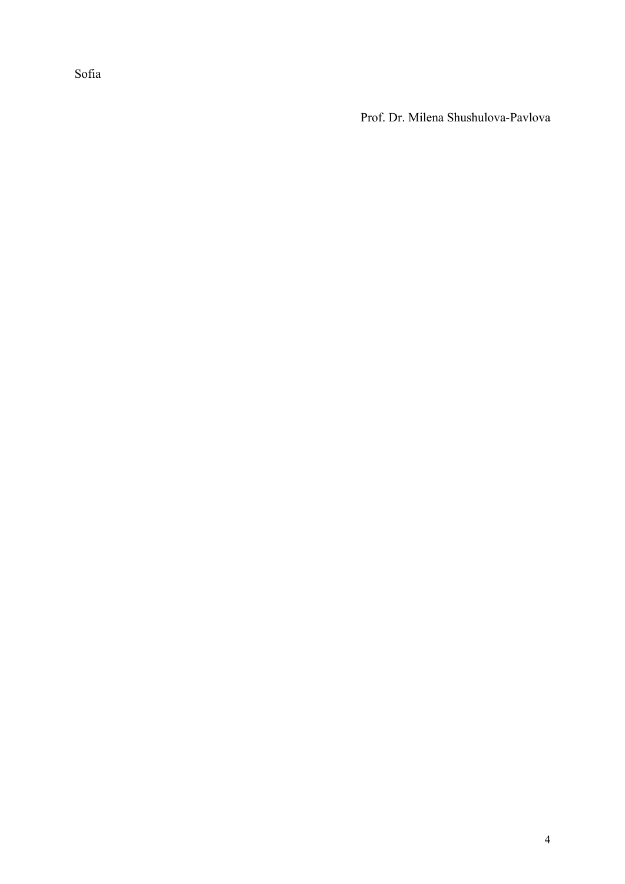Sofia

Prof. Dr. Milena Shushulova-Pavlova